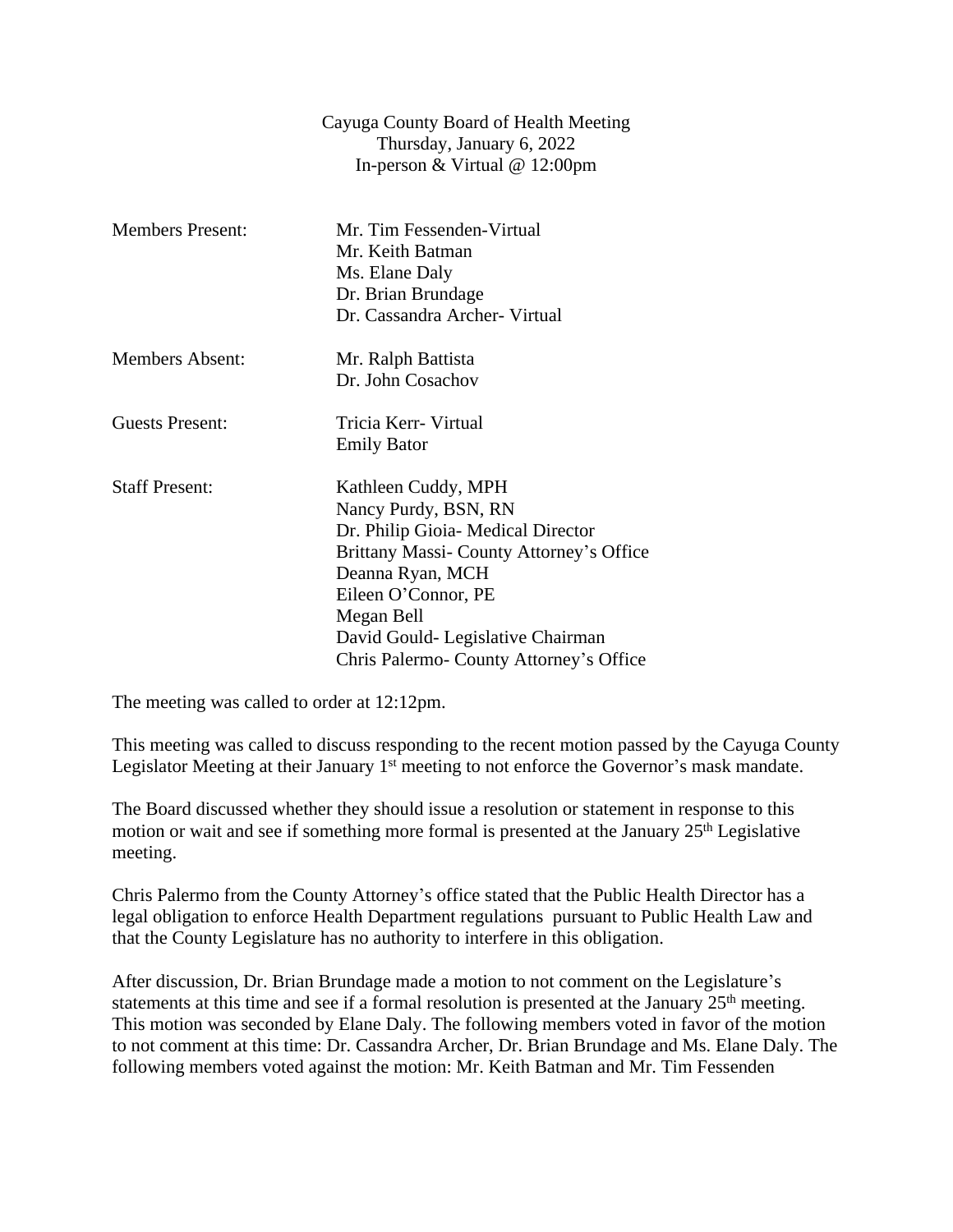Cayuga County Board of Health Meeting
Thursday, January 6, 2022
In-person & Virtual @ 12:00pm

| | |
|---|---|
| Members Present: | Mr. Tim Fessenden-Virtual<br>Mr. Keith Batman<br>Ms. Elane Daly<br>Dr. Brian Brundage<br>Dr. Cassandra Archer- Virtual |
| Members Absent: | Mr. Ralph Battista<br>Dr. John Cosachov |
| Guests Present: | Tricia Kerr- Virtual<br>Emily Bator |
| Staff Present: | Kathleen Cuddy, MPH<br>Nancy Purdy, BSN, RN<br>Dr. Philip Gioia- Medical Director<br>Brittany Massi- County Attorney's Office<br>Deanna Ryan, MCH<br>Eileen O'Connor, PE<br>Megan Bell<br>David Gould- Legislative Chairman<br>Chris Palermo- County Attorney's Office |

The meeting was called to order at 12:12pm.

This meeting was called to discuss responding to the recent motion passed by the Cayuga County Legislator Meeting at their January 1st meeting to not enforce the Governor's mask mandate.

The Board discussed whether they should issue a resolution or statement in response to this motion or wait and see if something more formal is presented at the January 25th Legislative meeting.

Chris Palermo from the County Attorney's office stated that the Public Health Director has a legal obligation to enforce Health Department regulations pursuant to Public Health Law and that the County Legislature has no authority to interfere in this obligation.

After discussion, Dr. Brian Brundage made a motion to not comment on the Legislature's statements at this time and see if a formal resolution is presented at the January 25th meeting. This motion was seconded by Elane Daly. The following members voted in favor of the motion to not comment at this time: Dr. Cassandra Archer, Dr. Brian Brundage and Ms. Elane Daly. The following members voted against the motion: Mr. Keith Batman and Mr. Tim Fessenden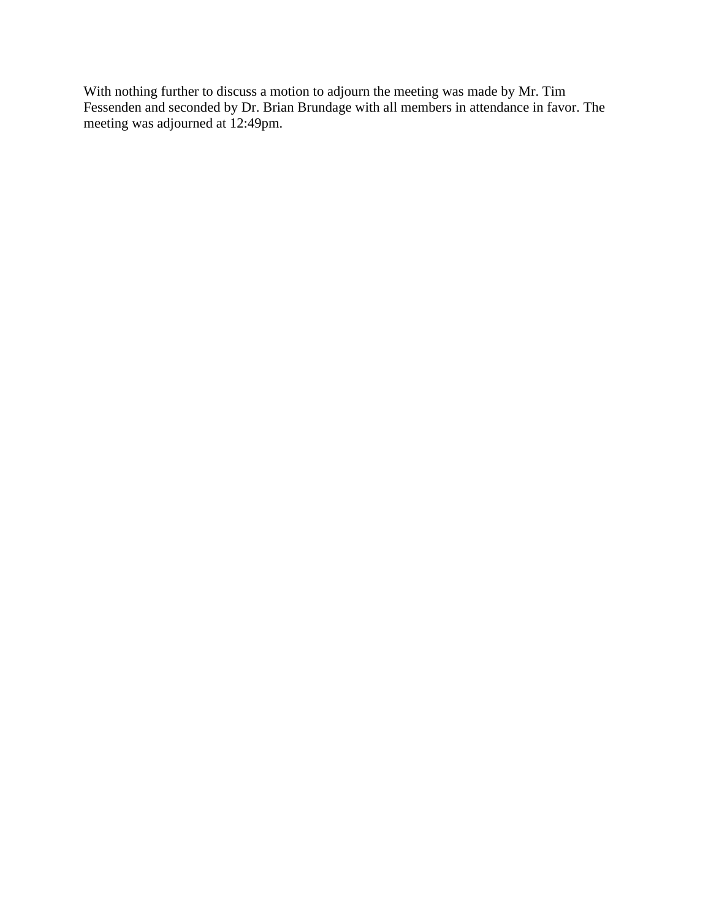With nothing further to discuss a motion to adjourn the meeting was made by Mr. Tim Fessenden and seconded by Dr. Brian Brundage with all members in attendance in favor. The meeting was adjourned at 12:49pm.